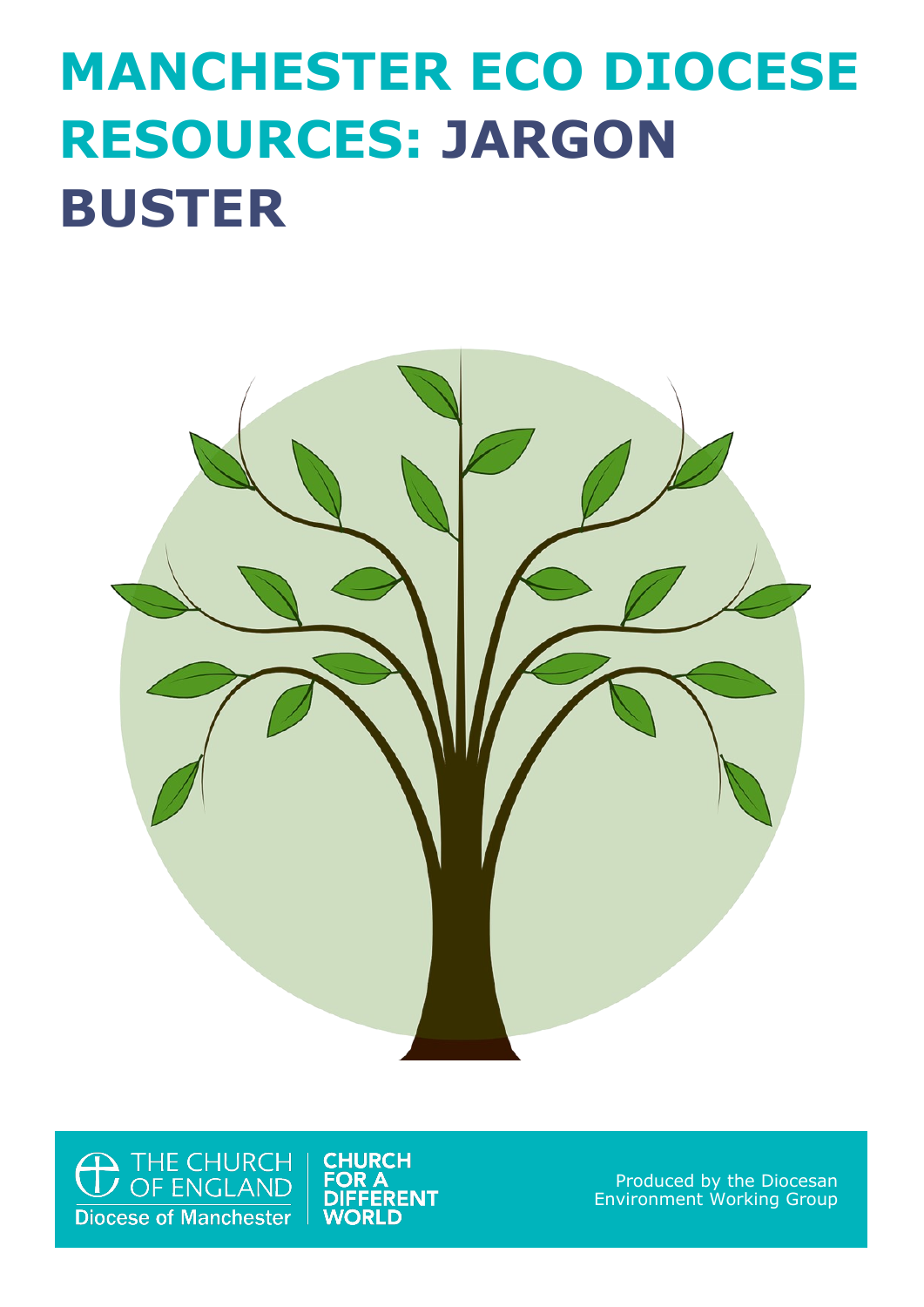# MANCHESTER ECO DIOCESE RESOURCES: JARGON BUSTER

THE CHURCH OF ENGLAND
Diocese of Manchester

CHURCH FOR A DIFFERENT WORLD

Produced by the Diocesan Environment Working Group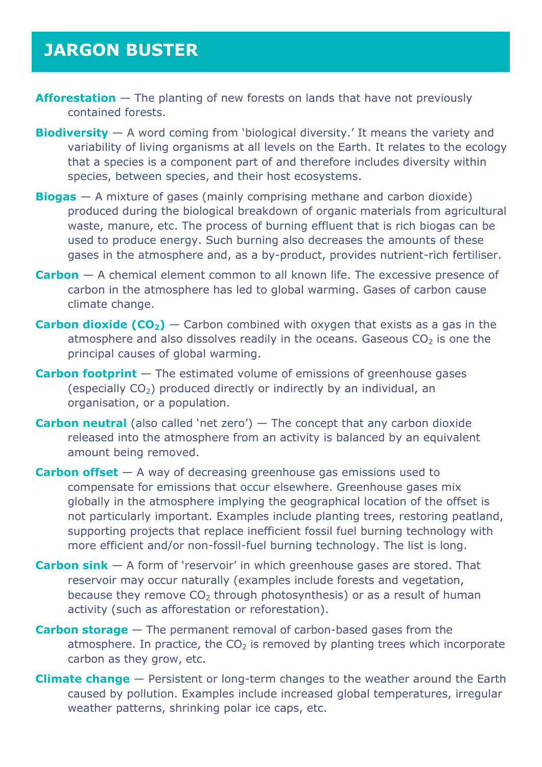## JARGON BUSTER

**Afforestation** — The planting of new forests on lands that have not previously contained forests.

**Biodiversity** — A word coming from 'biological diversity.' It means the variety and variability of living organisms at all levels on the Earth. It relates to the ecology that a species is a component part of and therefore includes diversity within species, between species, and their host ecosystems.

**Biogas** — A mixture of gases (mainly comprising methane and carbon dioxide) produced during the biological breakdown of organic materials from agricultural waste, manure, etc. The process of burning effluent that is rich biogas can be used to produce energy. Such burning also decreases the amounts of these gases in the atmosphere and, as a by-product, provides nutrient-rich fertiliser.

**Carbon** — A chemical element common to all known life. The excessive presence of carbon in the atmosphere has led to global warming. Gases of carbon cause climate change.

**Carbon dioxide ($CO_2$)** — Carbon combined with oxygen that exists as a gas in the atmosphere and also dissolves readily in the oceans. Gaseous $CO_2$ is one the principal causes of global warming.

**Carbon footprint** — The estimated volume of emissions of greenhouse gases (especially $CO_2$) produced directly or indirectly by an individual, an organisation, or a population.

**Carbon neutral** (also called 'net zero') — The concept that any carbon dioxide released into the atmosphere from an activity is balanced by an equivalent amount being removed.

**Carbon offset** — A way of decreasing greenhouse gas emissions used to compensate for emissions that occur elsewhere. Greenhouse gases mix globally in the atmosphere implying the geographical location of the offset is not particularly important. Examples include planting trees, restoring peatland, supporting projects that replace inefficient fossil fuel burning technology with more efficient and/or non-fossil-fuel burning technology. The list is long.

**Carbon sink** — A form of 'reservoir' in which greenhouse gases are stored. That reservoir may occur naturally (examples include forests and vegetation, because they remove $CO_2$ through photosynthesis) or as a result of human activity (such as afforestation or reforestation).

**Carbon storage** — The permanent removal of carbon-based gases from the atmosphere. In practice, the $CO_2$ is removed by planting trees which incorporate carbon as they grow, etc.

**Climate change** — Persistent or long-term changes to the weather around the Earth caused by pollution. Examples include increased global temperatures, irregular weather patterns, shrinking polar ice caps, etc.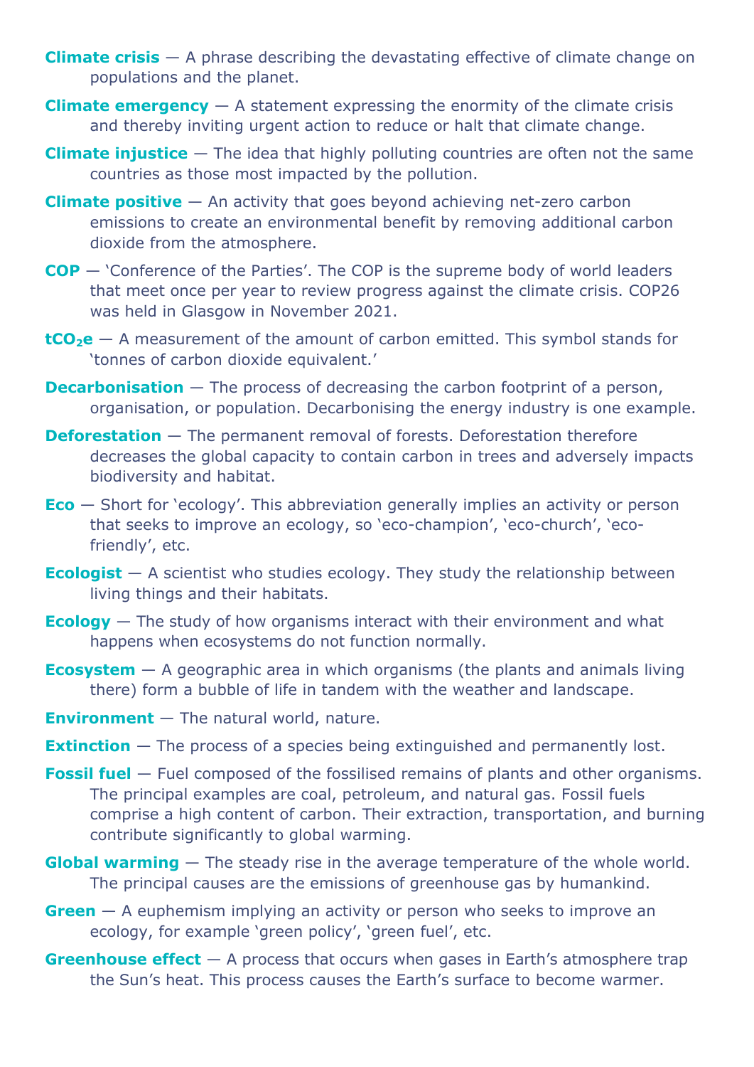**Climate crisis** — A phrase describing the devastating effective of climate change on populations and the planet.

**Climate emergency** — A statement expressing the enormity of the climate crisis and thereby inviting urgent action to reduce or halt that climate change.

**Climate injustice** — The idea that highly polluting countries are often not the same countries as those most impacted by the pollution.

**Climate positive** — An activity that goes beyond achieving net-zero carbon emissions to create an environmental benefit by removing additional carbon dioxide from the atmosphere.

**COP** — 'Conference of the Parties'. The COP is the supreme body of world leaders that meet once per year to review progress against the climate crisis. COP26 was held in Glasgow in November 2021.

**$tCO_2e$** — A measurement of the amount of carbon emitted. This symbol stands for 'tonnes of carbon dioxide equivalent.'

**Decarbonisation** — The process of decreasing the carbon footprint of a person, organisation, or population. Decarbonising the energy industry is one example.

**Deforestation** — The permanent removal of forests. Deforestation therefore decreases the global capacity to contain carbon in trees and adversely impacts biodiversity and habitat.

**Eco** — Short for 'ecology'. This abbreviation generally implies an activity or person that seeks to improve an ecology, so 'eco-champion', 'eco-church', 'eco-friendly', etc.

**Ecologist** — A scientist who studies ecology. They study the relationship between living things and their habitats.

**Ecology** — The study of how organisms interact with their environment and what happens when ecosystems do not function normally.

**Ecosystem** — A geographic area in which organisms (the plants and animals living there) form a bubble of life in tandem with the weather and landscape.

**Environment** — The natural world, nature.

**Extinction** — The process of a species being extinguished and permanently lost.

**Fossil fuel** — Fuel composed of the fossilised remains of plants and other organisms. The principal examples are coal, petroleum, and natural gas. Fossil fuels comprise a high content of carbon. Their extraction, transportation, and burning contribute significantly to global warming.

**Global warming** — The steady rise in the average temperature of the whole world. The principal causes are the emissions of greenhouse gas by humankind.

**Green** — A euphemism implying an activity or person who seeks to improve an ecology, for example 'green policy', 'green fuel', etc.

**Greenhouse effect** — A process that occurs when gases in Earth's atmosphere trap the Sun's heat. This process causes the Earth's surface to become warmer.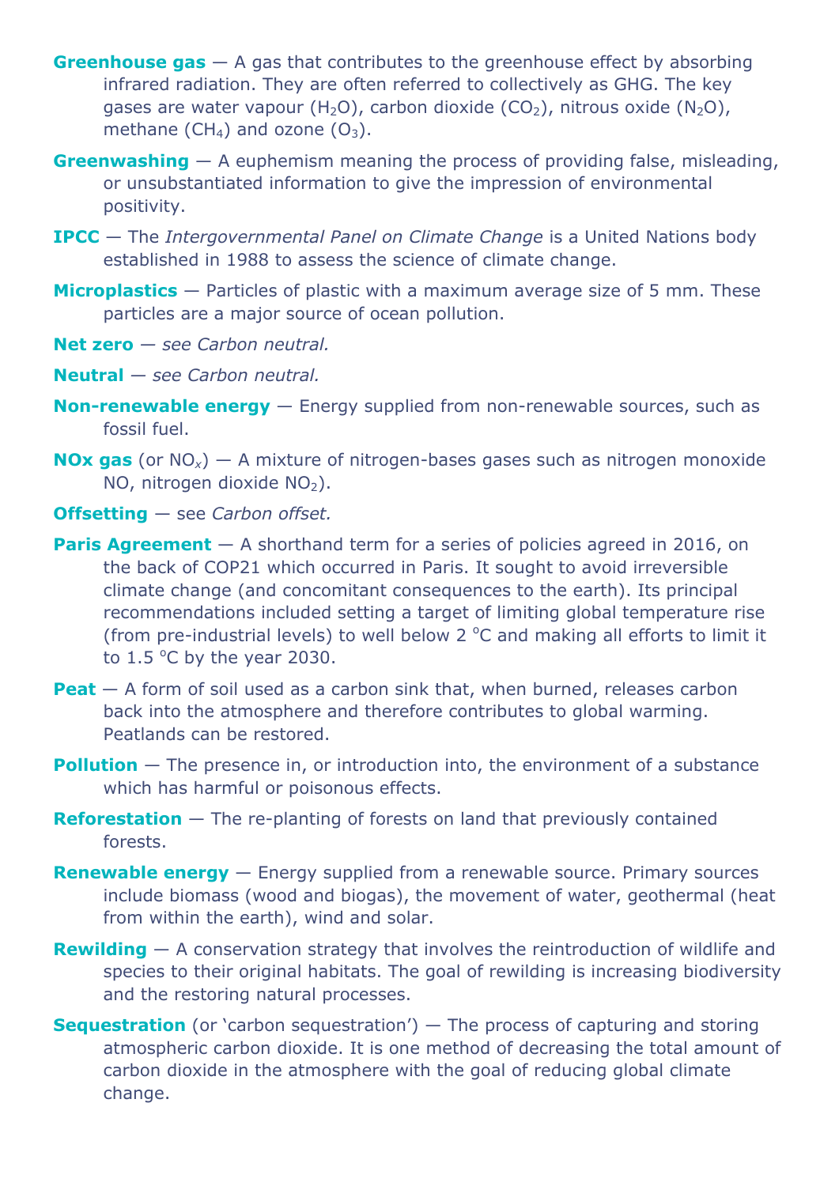**Greenhouse gas** — A gas that contributes to the greenhouse effect by absorbing infrared radiation. They are often referred to collectively as GHG. The key gases are water vapour ($H_2O$), carbon dioxide ($CO_2$), nitrous oxide ($N_2O$), methane ($CH_4$) and ozone ($O_3$).

**Greenwashing** — A euphemism meaning the process of providing false, misleading, or unsubstantiated information to give the impression of environmental positivity.

**IPCC** — The *Intergovernmental Panel on Climate Change* is a United Nations body established in 1988 to assess the science of climate change.

**Microplastics** — Particles of plastic with a maximum average size of 5 mm. These particles are a major source of ocean pollution.

**Net zero** — *see Carbon neutral.*

**Neutral** — *see Carbon neutral.*

**Non-renewable energy** — Energy supplied from non-renewable sources, such as fossil fuel.

**NOx gas** (or $NO_x$) — A mixture of nitrogen-bases gases such as nitrogen monoxide NO, nitrogen dioxide $NO_2$).

**Offsetting** — see *Carbon offset.*

**Paris Agreement** — A shorthand term for a series of policies agreed in 2016, on the back of COP21 which occurred in Paris. It sought to avoid irreversible climate change (and concomitant consequences to the earth). Its principal recommendations included setting a target of limiting global temperature rise (from pre-industrial levels) to well below 2 $^{o}$C and making all efforts to limit it to 1.5 $^{o}$C by the year 2030.

**Peat** — A form of soil used as a carbon sink that, when burned, releases carbon back into the atmosphere and therefore contributes to global warming. Peatlands can be restored.

**Pollution** — The presence in, or introduction into, the environment of a substance which has harmful or poisonous effects.

**Reforestation** — The re-planting of forests on land that previously contained forests.

**Renewable energy** — Energy supplied from a renewable source. Primary sources include biomass (wood and biogas), the movement of water, geothermal (heat from within the earth), wind and solar.

**Rewilding** — A conservation strategy that involves the reintroduction of wildlife and species to their original habitats. The goal of rewilding is increasing biodiversity and the restoring natural processes.

**Sequestration** (or 'carbon sequestration') — The process of capturing and storing atmospheric carbon dioxide. It is one method of decreasing the total amount of carbon dioxide in the atmosphere with the goal of reducing global climate change.